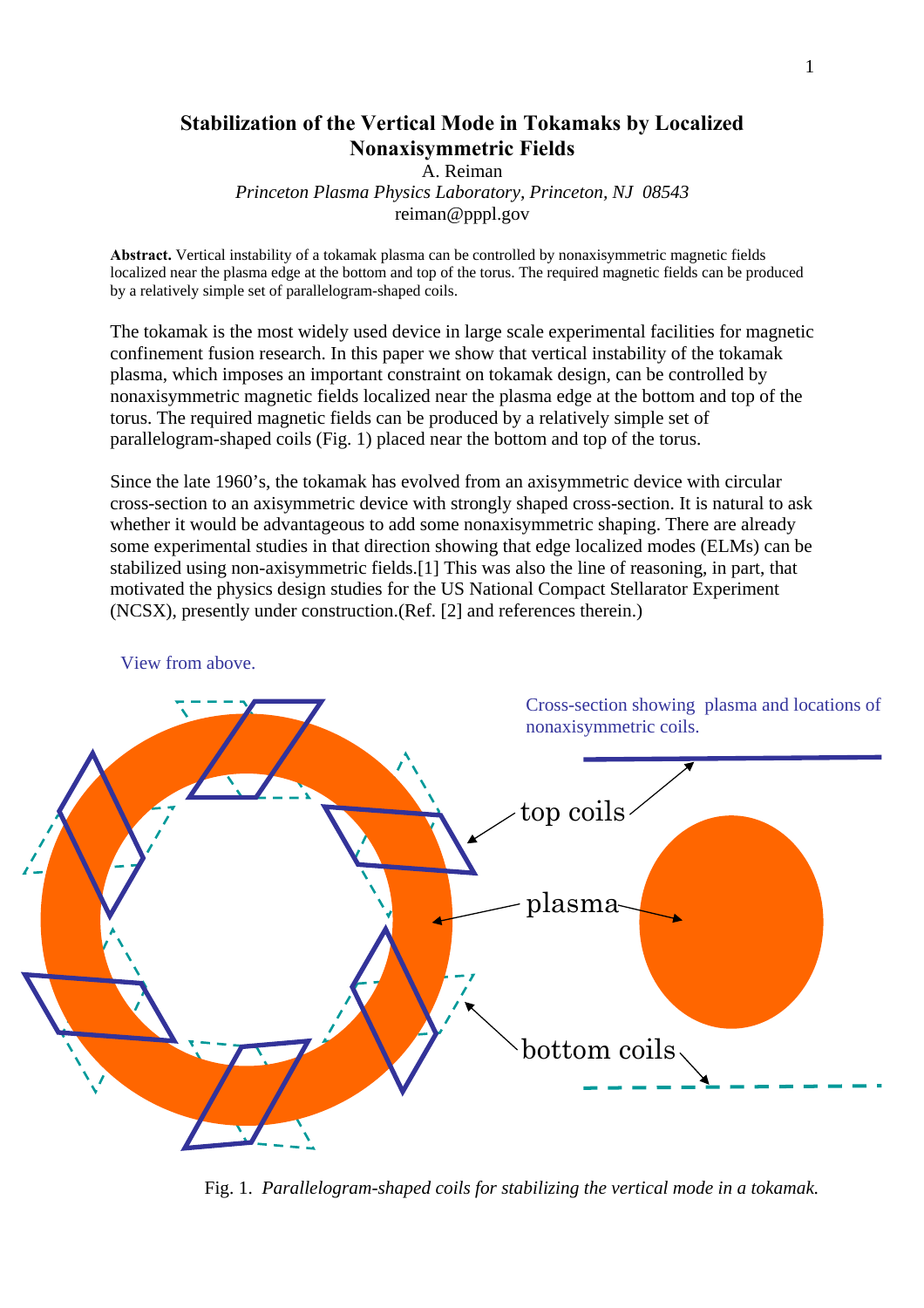# Stabilization of the Vertical Mode in Tokamaks by Localized Nonaxisymmetric Fields

A. Reiman

*Princeton Plasma Physics Laboratory, Princeton, NJ 08543*

reiman@pppl.gov

**Abstract.** Vertical instability of a tokamak plasma can be controlled by nonaxisymmetric magnetic fields localized near the plasma edge at the bottom and top of the torus. The required magnetic fields can be produced by a relatively simple set of parallelogram-shaped coils.

The tokamak is the most widely used device in large scale experimental facilities for magnetic confinement fusion research. In this paper we show that vertical instability of the tokamak plasma, which imposes an important constraint on tokamak design, can be controlled by nonaxisymmetric magnetic fields localized near the plasma edge at the bottom and top of the torus. The required magnetic fields can be produced by a relatively simple set of parallelogram-shaped coils (Fig. 1) placed near the bottom and top of the torus.

Since the late 1960's, the tokamak has evolved from an axisymmetric device with circular cross-section to an axisymmetric device with strongly shaped cross-section. It is natural to ask whether it would be advantageous to add some nonaxisymmetric shaping. There are already some experimental studies in that direction showing that edge localized modes (ELMs) can be stabilized using non-axisymmetric fields.[1] This was also the line of reasoning, in part, that motivated the physics design studies for the US National Compact Stellarator Experiment (NCSX), presently under construction.(Ref. [2] and references therein.)

View from above.

Cross-section showing plasma and locations of nonaxisymmetric coils.

top coils

plasma

bottom coils

Fig. 1. *Parallelogram-shaped coils for stabilizing the vertical mode in a tokamak.*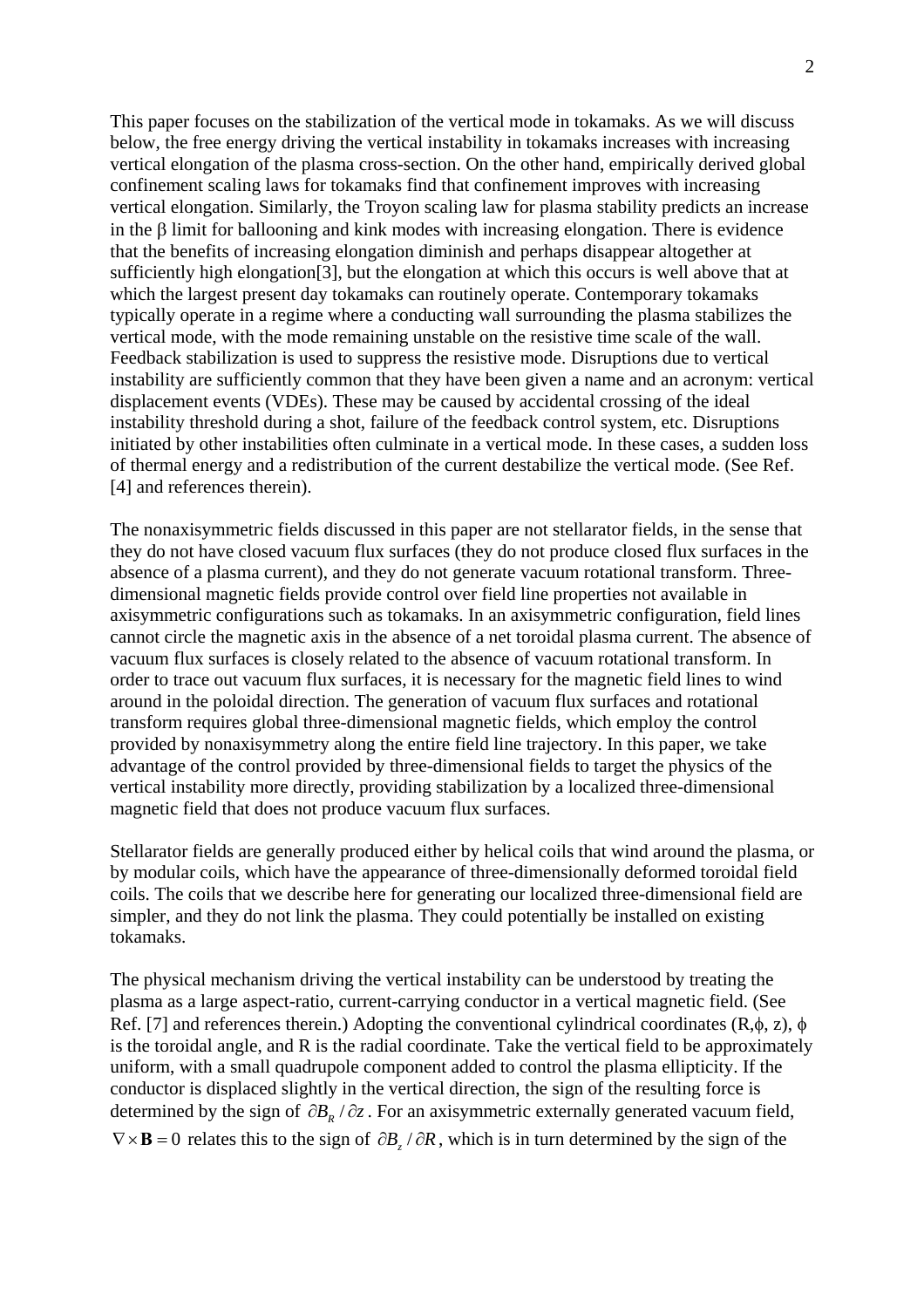This paper focuses on the stabilization of the vertical mode in tokamaks. As we will discuss below, the free energy driving the vertical instability in tokamaks increases with increasing vertical elongation of the plasma cross-section. On the other hand, empirically derived global confinement scaling laws for tokamaks find that confinement improves with increasing vertical elongation. Similarly, the Troyon scaling law for plasma stability predicts an increase in the $\beta$ limit for ballooning and kink modes with increasing elongation. There is evidence that the benefits of increasing elongation diminish and perhaps disappear altogether at sufficiently high elongation[3], but the elongation at which this occurs is well above that at which the largest present day tokamaks can routinely operate. Contemporary tokamaks typically operate in a regime where a conducting wall surrounding the plasma stabilizes the vertical mode, with the mode remaining unstable on the resistive time scale of the wall. Feedback stabilization is used to suppress the resistive mode. Disruptions due to vertical instability are sufficiently common that they have been given a name and an acronym: vertical displacement events (VDEs). These may be caused by accidental crossing of the ideal instability threshold during a shot, failure of the feedback control system, etc. Disruptions initiated by other instabilities often culminate in a vertical mode. In these cases, a sudden loss of thermal energy and a redistribution of the current destabilize the vertical mode. (See Ref. [4] and references therein).

The nonaxisymmetric fields discussed in this paper are not stellarator fields, in the sense that they do not have closed vacuum flux surfaces (they do not produce closed flux surfaces in the absence of a plasma current), and they do not generate vacuum rotational transform. Three-dimensional magnetic fields provide control over field line properties not available in axisymmetric configurations such as tokamaks. In an axisymmetric configuration, field lines cannot circle the magnetic axis in the absence of a net toroidal plasma current. The absence of vacuum flux surfaces is closely related to the absence of vacuum rotational transform. In order to trace out vacuum flux surfaces, it is necessary for the magnetic field lines to wind around in the poloidal direction. The generation of vacuum flux surfaces and rotational transform requires global three-dimensional magnetic fields, which employ the control provided by nonaxisymmetry along the entire field line trajectory. In this paper, we take advantage of the control provided by three-dimensional fields to target the physics of the vertical instability more directly, providing stabilization by a localized three-dimensional magnetic field that does not produce vacuum flux surfaces.

Stellarator fields are generally produced either by helical coils that wind around the plasma, or by modular coils, which have the appearance of three-dimensionally deformed toroidal field coils. The coils that we describe here for generating our localized three-dimensional field are simpler, and they do not link the plasma. They could potentially be installed on existing tokamaks.

The physical mechanism driving the vertical instability can be understood by treating the plasma as a large aspect-ratio, current-carrying conductor in a vertical magnetic field. (See Ref. [7] and references therein.) Adopting the conventional cylindrical coordinates $(R,\phi, z)$, $\phi$ is the toroidal angle, and R is the radial coordinate. Take the vertical field to be approximately uniform, with a small quadrupole component added to control the plasma ellipticity. If the conductor is displaced slightly in the vertical direction, the sign of the resulting force is determined by the sign of $\partial B_R / \partial z$. For an axisymmetric externally generated vacuum field, $\nabla \times \mathbf{B} = 0$ relates this to the sign of $\partial B_z / \partial R$, which is in turn determined by the sign of the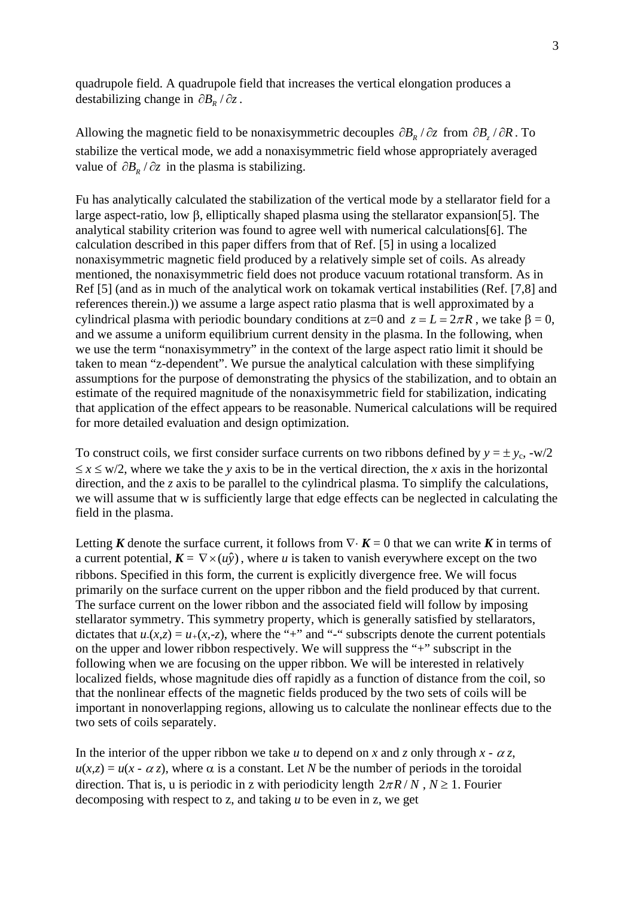quadrupole field. A quadrupole field that increases the vertical elongation produces a destabilizing change in $\partial B_R / \partial z$.

Allowing the magnetic field to be nonaxisymmetric decouples $\partial B_R / \partial z$ from $\partial B_z / \partial R$. To stabilize the vertical mode, we add a nonaxisymmetric field whose appropriately averaged value of $\partial B_R / \partial z$ in the plasma is stabilizing.

Fu has analytically calculated the stabilization of the vertical mode by a stellarator field for a large aspect-ratio, low $\beta$, elliptically shaped plasma using the stellarator expansion[5]. The analytical stability criterion was found to agree well with numerical calculations[6]. The calculation described in this paper differs from that of Ref. [5] in using a localized nonaxisymmetric magnetic field produced by a relatively simple set of coils. As already mentioned, the nonaxisymmetric field does not produce vacuum rotational transform. As in Ref [5] (and as in much of the analytical work on tokamak vertical instabilities (Ref. [7,8] and references therein.)) we assume a large aspect ratio plasma that is well approximated by a cylindrical plasma with periodic boundary conditions at z=0 and $z = L = 2\pi R$, we take $\beta = 0$, and we assume a uniform equilibrium current density in the plasma. In the following, when we use the term "nonaxisymmetry" in the context of the large aspect ratio limit it should be taken to mean "z-dependent". We pursue the analytical calculation with these simplifying assumptions for the purpose of demonstrating the physics of the stabilization, and to obtain an estimate of the required magnitude of the nonaxisymmetric field for stabilization, indicating that application of the effect appears to be reasonable. Numerical calculations will be required for more detailed evaluation and design optimization.

To construct coils, we first consider surface currents on two ribbons defined by $y = \pm y_c$, $-w/2 \leq x \leq w/2$, where we take the $y$ axis to be in the vertical direction, the $x$ axis in the horizontal direction, and the $z$ axis to be parallel to the cylindrical plasma. To simplify the calculations, we will assume that w is sufficiently large that edge effects can be neglected in calculating the field in the plasma.

Letting $\boldsymbol{K}$ denote the surface current, it follows from $\nabla \cdot \boldsymbol{K} = 0$ that we can write $\boldsymbol{K}$ in terms of a current potential, $\boldsymbol{K} = \nabla \times (u\hat{y})$, where $u$ is taken to vanish everywhere except on the two ribbons. Specified in this form, the current is explicitly divergence free. We will focus primarily on the surface current on the upper ribbon and the field produced by that current. The surface current on the lower ribbon and the associated field will follow by imposing stellarator symmetry. This symmetry property, which is generally satisfied by stellarators, dictates that $u_-(x,z) = u_+(x,-z)$, where the "+" and "-" subscripts denote the current potentials on the upper and lower ribbon respectively. We will suppress the "+" subscript in the following when we are focusing on the upper ribbon. We will be interested in relatively localized fields, whose magnitude dies off rapidly as a function of distance from the coil, so that the nonlinear effects of the magnetic fields produced by the two sets of coils will be important in nonoverlapping regions, allowing us to calculate the nonlinear effects due to the two sets of coils separately.

In the interior of the upper ribbon we take $u$ to depend on $x$ and $z$ only through $x - \alpha z$, $u(x,z) = u(x - \alpha z)$, where $\alpha$ is a constant. Let $N$ be the number of periods in the toroidal direction. That is, u is periodic in z with periodicity length $2\pi R / N$, $N \geq 1$. Fourier decomposing with respect to z, and taking $u$ to be even in z, we get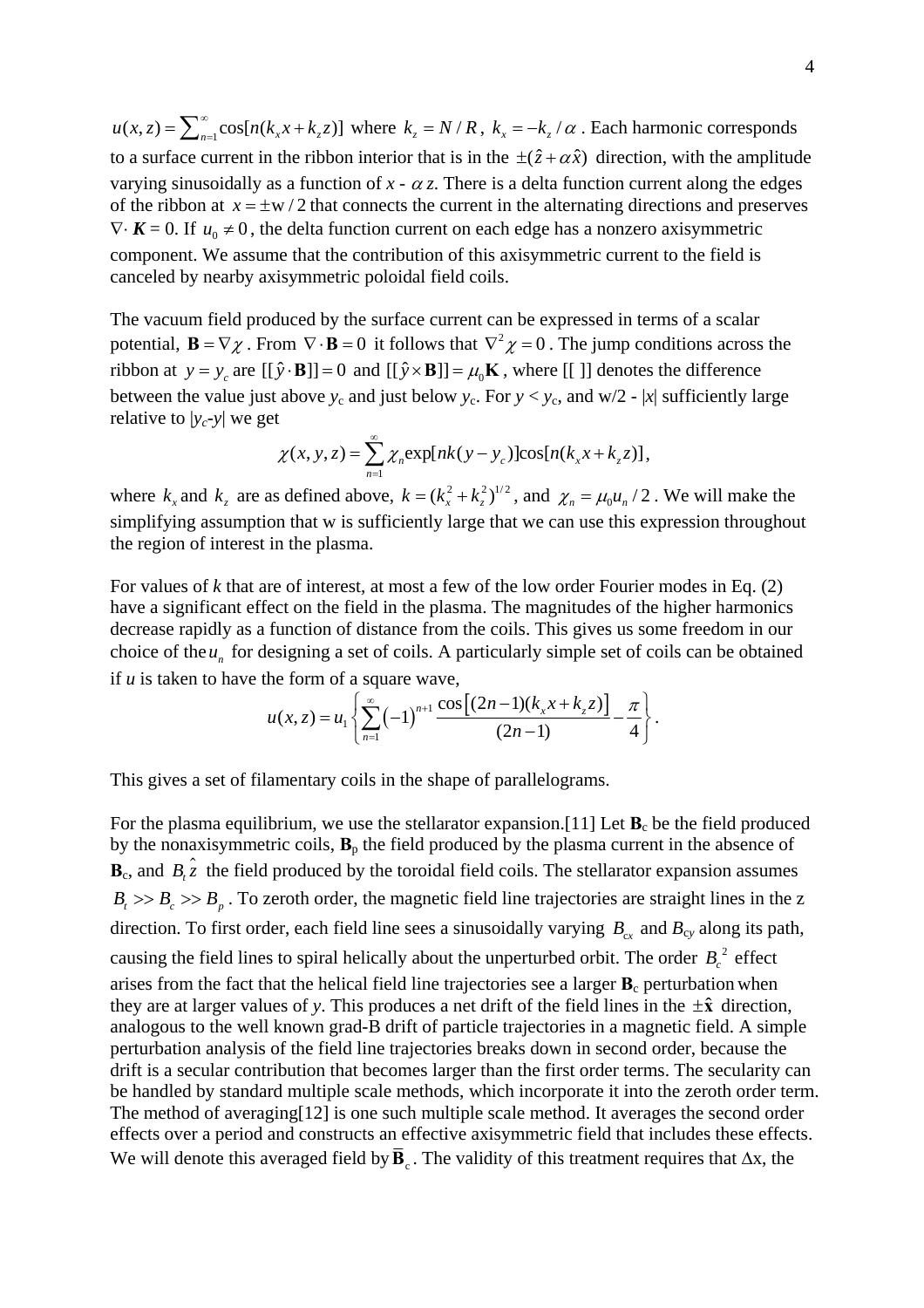$u(x,z) = \sum_{n=1}^{\infty} \cos[n(k_x x + k_z z)]$ where $k_z = N/R$, $k_x = -k_z/\alpha$. Each harmonic corresponds to a surface current in the ribbon interior that is in the $\pm(\hat{z} + \alpha\hat{x})$ direction, with the amplitude varying sinusoidally as a function of $x - \alpha z$. There is a delta function current along the edges of the ribbon at $x = \pm \mathrm{w}/2$ that connects the current in the alternating directions and preserves $\nabla \cdot \boldsymbol{K} = 0$. If $u_0 \neq 0$, the delta function current on each edge has a nonzero axisymmetric component. We assume that the contribution of this axisymmetric current to the field is canceled by nearby axisymmetric poloidal field coils.

The vacuum field produced by the surface current can be expressed in terms of a scalar potential, $\mathbf{B} = \nabla\chi$. From $\nabla \cdot \mathbf{B} = 0$ it follows that $\nabla^2 \chi = 0$. The jump conditions across the ribbon at $y = y_c$ are $[[\hat{y} \cdot \mathbf{B}]] = 0$ and $[[\hat{y} \times \mathbf{B}]] = \mu_0 \mathbf{K}$, where [[ ]] denotes the difference between the value just above $y_c$ and just below $y_c$. For $y < y_c$, and $\mathrm{w}/2 - |x|$ sufficiently large relative to $|y_c - y|$ we get

$$\chi(x,y,z) = \sum_{n=1}^{\infty} \chi_n \exp[nk(y - y_c)] \cos[n(k_x x + k_z z)],$$

where $k_x$ and $k_z$ are as defined above, $k = (k_x^2 + k_z^2)^{1/2}$, and $\chi_n = \mu_0 u_n / 2$. We will make the simplifying assumption that w is sufficiently large that we can use this expression throughout the region of interest in the plasma.

For values of $k$ that are of interest, at most a few of the low order Fourier modes in Eq. (2) have a significant effect on the field in the plasma. The magnitudes of the higher harmonics decrease rapidly as a function of distance from the coils. This gives us some freedom in our choice of the $u_n$ for designing a set of coils. A particularly simple set of coils can be obtained if $u$ is taken to have the form of a square wave,

$$u(x,z) = u_1 \left\{ \sum_{n=1}^{\infty} (-1)^{n+1} \frac{\cos[(2n-1)(k_x x + k_z z)]}{(2n-1)} - \frac{\pi}{4} \right\}.$$

This gives a set of filamentary coils in the shape of parallelograms.

For the plasma equilibrium, we use the stellarator expansion.[11] Let $\mathbf{B}_c$ be the field produced by the nonaxisymmetric coils, $\mathbf{B}_p$ the field produced by the plasma current in the absence of $\mathbf{B}_c$, and $B_t \hat{z}$ the field produced by the toroidal field coils. The stellarator expansion assumes $B_t >> B_c >> B_p$. To zeroth order, the magnetic field line trajectories are straight lines in the z direction. To first order, each field line sees a sinusoidally varying $B_{cx}$ and $B_{cy}$ along its path, causing the field lines to spiral helically about the unperturbed orbit. The order $B_c^2$ effect arises from the fact that the helical field line trajectories see a larger $\mathbf{B}_c$ perturbation when they are at larger values of $y$. This produces a net drift of the field lines in the $\pm\hat{\mathbf{x}}$ direction, analogous to the well known grad-B drift of particle trajectories in a magnetic field. A simple perturbation analysis of the field line trajectories breaks down in second order, because the drift is a secular contribution that becomes larger than the first order terms. The secularity can be handled by standard multiple scale methods, which incorporate it into the zeroth order term. The method of averaging[12] is one such multiple scale method. It averages the second order effects over a period and constructs an effective axisymmetric field that includes these effects. We will denote this averaged field by $\overline{\mathbf{B}}_c$. The validity of this treatment requires that $\Delta$x, the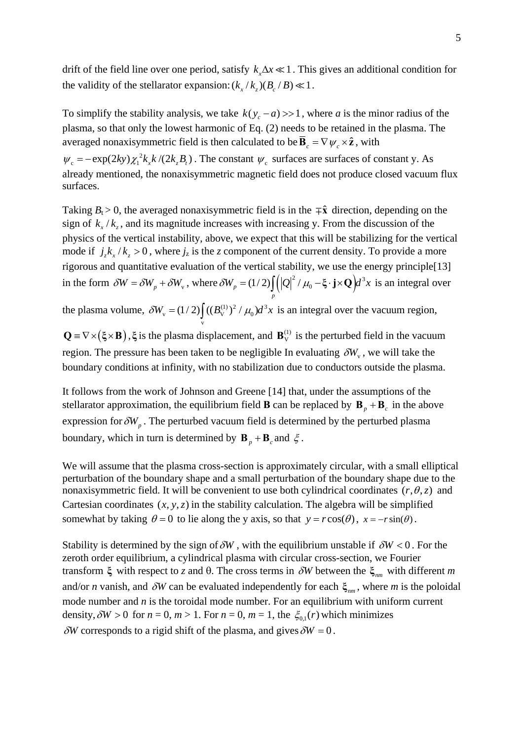drift of the field line over one period, satisfy $k_x \Delta x \ll 1$. This gives an additional condition for the validity of the stellarator expansion: $(k_x / k_z)(B_c / B) \ll 1$.

To simplify the stability analysis, we take $k(y_c - a) >> 1$, where *a* is the minor radius of the plasma, so that only the lowest harmonic of Eq. (2) needs to be retained in the plasma. The averaged nonaxisymmetric field is then calculated to be $\overline{\mathbf{B}}_c = \nabla \psi_c \times \hat{\mathbf{z}}$, with $\psi_c = -\exp(2ky)\chi_1^{\,2} k_x k / (2k_z B_t)$. The constant $\psi_c$ surfaces are surfaces of constant y. As already mentioned, the nonaxisymmetric magnetic field does not produce closed vacuum flux surfaces.

Taking $B_t > 0$, the averaged nonaxisymmetric field is in the $\mp\hat{\mathbf{x}}$ direction, depending on the sign of $k_x / k_z$, and its magnitude increases with increasing y. From the discussion of the physics of the vertical instability, above, we expect that this will be stabilizing for the vertical mode if $j_z k_x / k_z > 0$, where $j_z$ is the *z* component of the current density. To provide a more rigorous and quantitative evaluation of the vertical stability, we use the energy principle[13] in the form $\delta W = \delta W_p + \delta W_v$, where $\delta W_p = (1/2)\int_p \left( |Q|^2 / \mu_0 - \boldsymbol{\xi} \cdot \mathbf{j} \times \mathbf{Q} \right) d^3x$ is an integral over the plasma volume, $\delta W_v = (1/2)\int_v ((B_V^{(1)})^2 / \mu_0) d^3x$ is an integral over the vacuum region, $\mathbf{Q} \equiv \nabla \times (\boldsymbol{\xi} \times \mathbf{B})$, $\boldsymbol{\xi}$ is the plasma displacement, and $\mathbf{B}_V^{(1)}$ is the perturbed field in the vacuum region. The pressure has been taken to be negligible In evaluating $\delta W_v$, we will take the boundary conditions at infinity, with no stabilization due to conductors outside the plasma.

It follows from the work of Johnson and Greene [14] that, under the assumptions of the stellarator approximation, the equilibrium field **B** can be replaced by $\mathbf{B}_p + \mathbf{B}_c$ in the above expression for $\delta W_p$. The perturbed vacuum field is determined by the perturbed plasma boundary, which in turn is determined by $\mathbf{B}_p + \mathbf{B}_c$ and $\xi$.

We will assume that the plasma cross-section is approximately circular, with a small elliptical perturbation of the boundary shape and a small perturbation of the boundary shape due to the nonaxisymmetric field. It will be convenient to use both cylindrical coordinates $(r, \theta, z)$ and Cartesian coordinates $(x, y, z)$ in the stability calculation. The algebra will be simplified somewhat by taking $\theta = 0$ to lie along the y axis, so that $y = r\cos(\theta)$, $x = -r\sin(\theta)$.

Stability is determined by the sign of $\delta W$, with the equilibrium unstable if $\delta W < 0$. For the zeroth order equilibrium, a cylindrical plasma with circular cross-section, we Fourier transform $\boldsymbol{\xi}$ with respect to *z* and θ. The cross terms in $\delta W$ between the $\boldsymbol{\xi}_{nm}$ with different *m* and/or *n* vanish, and $\delta W$ can be evaluated independently for each $\boldsymbol{\xi}_{nm}$, where *m* is the poloidal mode number and *n* is the toroidal mode number. For an equilibrium with uniform current density, $\delta W > 0$ for *n* = 0, *m* > 1. For *n* = 0, *m* = 1, the $\xi_{0,1}(r)$ which minimizes $\delta W$ corresponds to a rigid shift of the plasma, and gives $\delta W = 0$.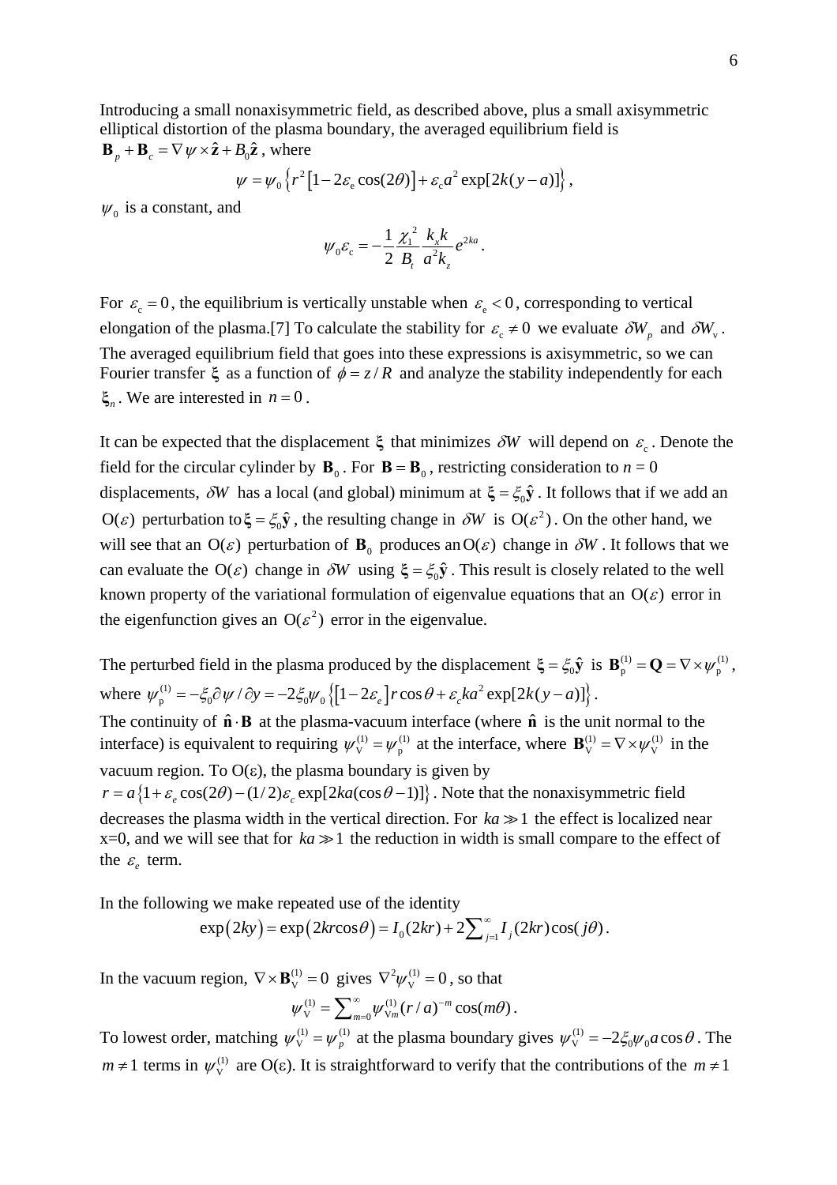Introducing a small nonaxisymmetric field, as described above, plus a small axisymmetric elliptical distortion of the plasma boundary, the averaged equilibrium field is $\mathbf{B}_p + \mathbf{B}_c = \nabla\psi \times \hat{\mathbf{z}} + B_0\hat{\mathbf{z}}$, where

$$\psi = \psi_0\left\{r^2\left[1-2\varepsilon_\mathrm{e}\cos(2\theta)\right] + \varepsilon_\mathrm{c}a^2\exp[2k(y-a)]\right\},$$

$\psi_0$ is a constant, and

$$\psi_0\varepsilon_\mathrm{c} = -\frac{1}{2}\frac{\chi_1^{\,2}}{B_t}\frac{k_x k}{a^2 k_z}e^{2ka}.$$

For $\varepsilon_\mathrm{c} = 0$, the equilibrium is vertically unstable when $\varepsilon_\mathrm{e} < 0$, corresponding to vertical elongation of the plasma.[7] To calculate the stability for $\varepsilon_\mathrm{c} \neq 0$ we evaluate $\delta W_p$ and $\delta W_\mathrm{v}$. The averaged equilibrium field that goes into these expressions is axisymmetric, so we can Fourier transfer $\boldsymbol{\xi}$ as a function of $\phi = z/R$ and analyze the stability independently for each $\boldsymbol{\xi}_n$. We are interested in $n = 0$.

It can be expected that the displacement $\boldsymbol{\xi}$ that minimizes $\delta W$ will depend on $\varepsilon_\mathrm{c}$. Denote the field for the circular cylinder by $\mathbf{B}_0$. For $\mathbf{B} = \mathbf{B}_0$, restricting consideration to $n = 0$ displacements, $\delta W$ has a local (and global) minimum at $\boldsymbol{\xi} = \xi_0\hat{\mathbf{y}}$. It follows that if we add an $\mathrm{O}(\varepsilon)$ perturbation to $\boldsymbol{\xi} = \xi_0\hat{\mathbf{y}}$, the resulting change in $\delta W$ is $\mathrm{O}(\varepsilon^2)$. On the other hand, we will see that an $\mathrm{O}(\varepsilon)$ perturbation of $\mathbf{B}_0$ produces an $\mathrm{O}(\varepsilon)$ change in $\delta W$. It follows that we can evaluate the $\mathrm{O}(\varepsilon)$ change in $\delta W$ using $\boldsymbol{\xi} = \xi_0\hat{\mathbf{y}}$. This result is closely related to the well known property of the variational formulation of eigenvalue equations that an $\mathrm{O}(\varepsilon)$ error in the eigenfunction gives an $\mathrm{O}(\varepsilon^2)$ error in the eigenvalue.

The perturbed field in the plasma produced by the displacement $\boldsymbol{\xi} = \xi_0\hat{\mathbf{y}}$ is $\mathbf{B}_\mathrm{p}^{(1)} = \mathbf{Q} = \nabla\times\psi_\mathrm{p}^{(1)}$, where $\psi_\mathrm{p}^{(1)} = -\xi_0\partial\psi/\partial y = -2\xi_0\psi_0\left\{\left[1-2\varepsilon_e\right]r\cos\theta + \varepsilon_c ka^2\exp[2k(y-a)]\right\}$.
The continuity of $\hat{\mathbf{n}}\cdot\mathbf{B}$ at the plasma-vacuum interface (where $\hat{\mathbf{n}}$ is the unit normal to the interface) is equivalent to requiring $\psi_\mathrm{V}^{(1)} = \psi_\mathrm{p}^{(1)}$ at the interface, where $\mathbf{B}_\mathrm{V}^{(1)} = \nabla\times\psi_\mathrm{V}^{(1)}$ in the vacuum region. To O(ε), the plasma boundary is given by
$r = a\left\{1+\varepsilon_e\cos(2\theta) - (1/2)\varepsilon_c\exp[2ka(\cos\theta - 1)]\right\}$. Note that the nonaxisymmetric field decreases the plasma width in the vertical direction. For $ka \gg 1$ the effect is localized near x=0, and we will see that for $ka \gg 1$ the reduction in width is small compare to the effect of the $\varepsilon_e$ term.

In the following we make repeated use of the identity

$$\exp(2ky) = \exp(2kr\cos\theta) = I_0(2kr) + 2\sum\nolimits_{j=1}^{\infty} I_j(2kr)\cos(j\theta).$$

In the vacuum region, $\nabla\times\mathbf{B}_\mathrm{V}^{(1)} = 0$ gives $\nabla^2\psi_\mathrm{V}^{(1)} = 0$, so that

$$\psi_\mathrm{V}^{(1)} = \sum\nolimits_{m=0}^{\infty}\psi_{\mathrm{V}m}^{(1)}(r/a)^{-m}\cos(m\theta).$$

To lowest order, matching $\psi_\mathrm{V}^{(1)} = \psi_p^{(1)}$ at the plasma boundary gives $\psi_\mathrm{V}^{(1)} = -2\xi_0\psi_0 a\cos\theta$. The $m \neq 1$ terms in $\psi_\mathrm{V}^{(1)}$ are O(ε). It is straightforward to verify that the contributions of the $m \neq 1$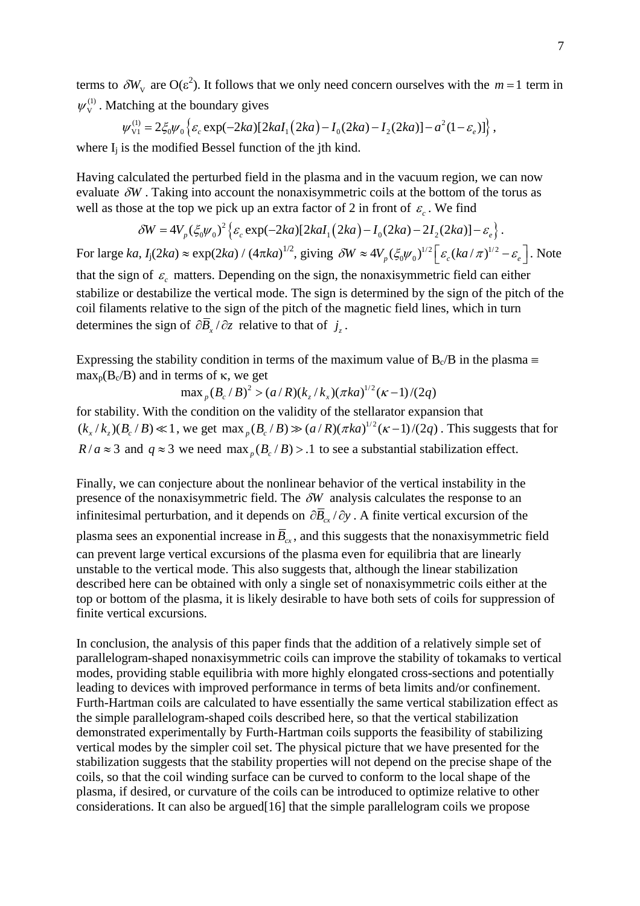terms to $\delta W_{\mathrm{V}}$ are O($\varepsilon^2$). It follows that we only need concern ourselves with the $m=1$ term in $\psi_{\mathrm{V}}^{(1)}$. Matching at the boundary gives

$$\psi_{\mathrm{V1}}^{(1)} = 2\xi_0\psi_0\left\{\varepsilon_c \exp(-2ka)[2kaI_1(2ka) - I_0(2ka) - I_2(2ka)] - a^2(1-\varepsilon_e)]\right\},$$

where $I_j$ is the modified Bessel function of the jth kind.

Having calculated the perturbed field in the plasma and in the vacuum region, we can now evaluate $\delta W$. Taking into account the nonaxisymmetric coils at the bottom of the torus as well as those at the top we pick up an extra factor of 2 in front of $\varepsilon_c$. We find

$$\delta W = 4V_p(\xi_0\psi_0)^2\left\{\varepsilon_c \exp(-2ka)[2kaI_1(2ka) - I_0(2ka) - 2I_2(2ka)] - \varepsilon_e\right\}.$$

For large *ka*, $I_j(2ka) \approx \exp(2ka)/(4\pi ka)^{1/2}$, giving $\delta W \approx 4V_p(\xi_0\psi_0)^{1/2}\left[\varepsilon_c(ka/\pi)^{1/2} - \varepsilon_e\right]$. Note that the sign of $\varepsilon_c$ matters. Depending on the sign, the nonaxisymmetric field can either stabilize or destabilize the vertical mode. The sign is determined by the sign of the pitch of the coil filaments relative to the sign of the pitch of the magnetic field lines, which in turn determines the sign of $\partial\overline{B}_x/\partial z$ relative to that of $j_z$.

Expressing the stability condition in terms of the maximum value of $B_c/B$ in the plasma $\equiv$ $\max_p(B_c/B)$ and in terms of $\kappa$, we get

$$\max_p(B_c/B)^2 > (a/R)(k_z/k_x)(\pi ka)^{1/2}(\kappa-1)/(2q)$$

for stability. With the condition on the validity of the stellarator expansion that $(k_x/k_z)(B_c/B) \ll 1$, we get $\max_p(B_c/B) \gg (a/R)(\pi ka)^{1/2}(\kappa-1)/(2q)$. This suggests that for $R/a \approx 3$ and $q \approx 3$ we need $\max_p(B_c/B) > .1$ to see a substantial stabilization effect.

Finally, we can conjecture about the nonlinear behavior of the vertical instability in the presence of the nonaxisymmetric field. The $\delta W$ analysis calculates the response to an infinitesimal perturbation, and it depends on $\partial\overline{B}_{cx}/\partial y$. A finite vertical excursion of the plasma sees an exponential increase in $\overline{B}_{cx}$, and this suggests that the nonaxisymmetric field can prevent large vertical excursions of the plasma even for equilibria that are linearly unstable to the vertical mode. This also suggests that, although the linear stabilization described here can be obtained with only a single set of nonaxisymmetric coils either at the top or bottom of the plasma, it is likely desirable to have both sets of coils for suppression of finite vertical excursions.

In conclusion, the analysis of this paper finds that the addition of a relatively simple set of parallelogram-shaped nonaxisymmetric coils can improve the stability of tokamaks to vertical modes, providing stable equilibria with more highly elongated cross-sections and potentially leading to devices with improved performance in terms of beta limits and/or confinement. Furth-Hartman coils are calculated to have essentially the same vertical stabilization effect as the simple parallelogram-shaped coils described here, so that the vertical stabilization demonstrated experimentally by Furth-Hartman coils supports the feasibility of stabilizing vertical modes by the simpler coil set. The physical picture that we have presented for the stabilization suggests that the stability properties will not depend on the precise shape of the coils, so that the coil winding surface can be curved to conform to the local shape of the plasma, if desired, or curvature of the coils can be introduced to optimize relative to other considerations. It can also be argued[16] that the simple parallelogram coils we propose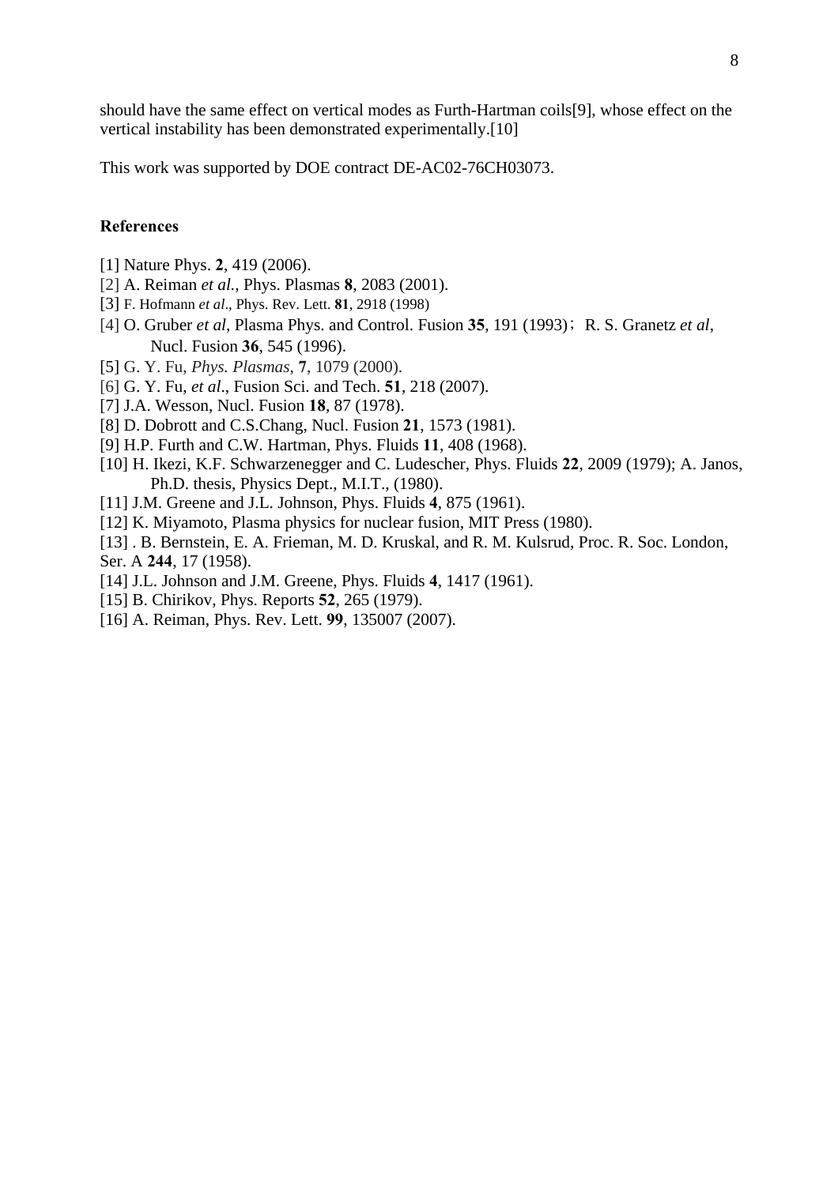should have the same effect on vertical modes as Furth-Hartman coils[9], whose effect on the vertical instability has been demonstrated experimentally.[10]

This work was supported by DOE contract DE-AC02-76CH03073.

### References

[1] Nature Phys. **2**, 419 (2006).

[2] A. Reiman *et al.*, Phys. Plasmas **8**, 2083 (2001).

[3] F. Hofmann *et al*., Phys. Rev. Lett. **81**, 2918 (1998)

[4] O. Gruber *et al*, Plasma Phys. and Control. Fusion **35**, 191 (1993)；R. S. Granetz *et al*, Nucl. Fusion **36**, 545 (1996).

[5] G. Y. Fu, *Phys. Plasmas*, **7**, 1079 (2000).

[6] G. Y. Fu, *et al*., Fusion Sci. and Tech. **51**, 218 (2007).

[7] J.A. Wesson, Nucl. Fusion **18**, 87 (1978).

[8] D. Dobrott and C.S.Chang, Nucl. Fusion **21**, 1573 (1981).

[9] H.P. Furth and C.W. Hartman, Phys. Fluids **11**, 408 (1968).

[10] H. Ikezi, K.F. Schwarzenegger and C. Ludescher, Phys. Fluids **22**, 2009 (1979); A. Janos, Ph.D. thesis, Physics Dept., M.I.T., (1980).

[11] J.M. Greene and J.L. Johnson, Phys. Fluids **4**, 875 (1961).

[12] K. Miyamoto, Plasma physics for nuclear fusion, MIT Press (1980).

[13] . B. Bernstein, E. A. Frieman, M. D. Kruskal, and R. M. Kulsrud, Proc. R. Soc. London, Ser. A **244**, 17 (1958).

[14] J.L. Johnson and J.M. Greene, Phys. Fluids **4**, 1417 (1961).

[15] B. Chirikov, Phys. Reports **52**, 265 (1979).

[16] A. Reiman, Phys. Rev. Lett. **99**, 135007 (2007).